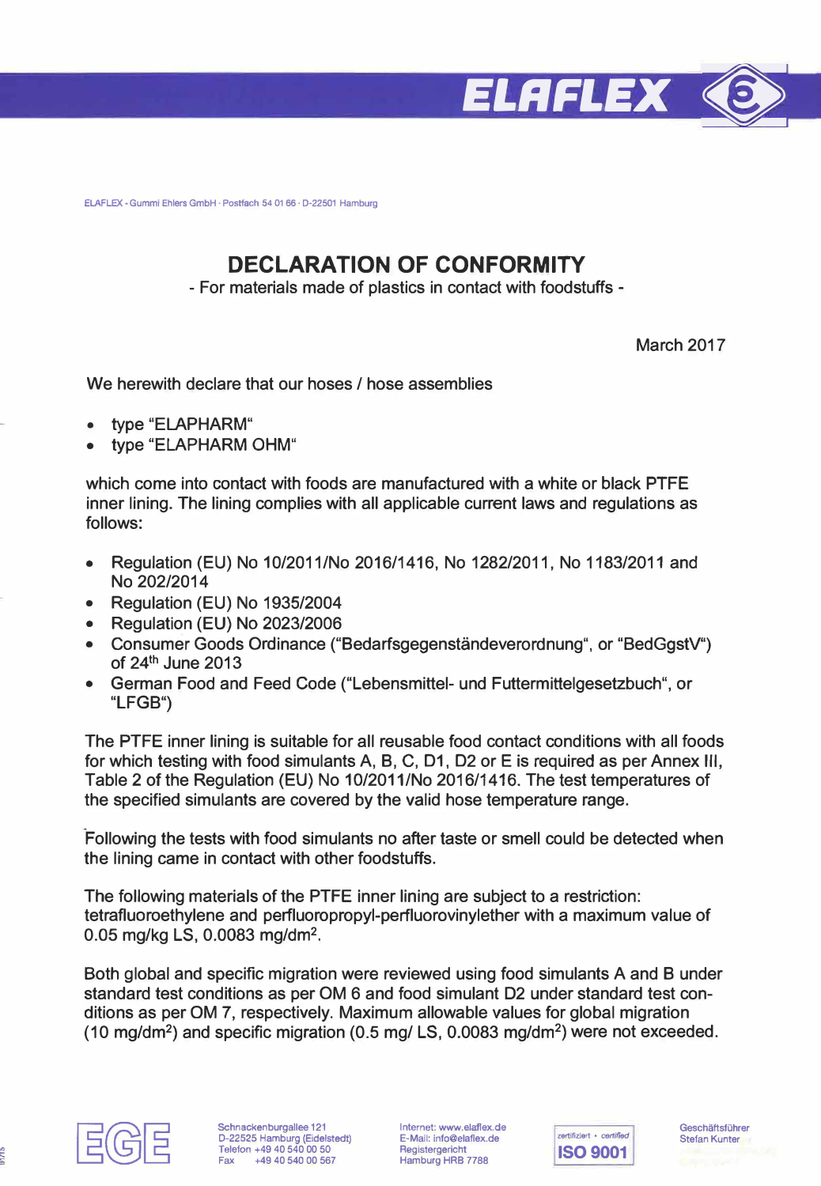ELAFLEX

ELAFLEX - Gummi Ehlers GmbH · Postfach 54 01 66 · D-22501 Hamburg

# DECLARATION OF CONFORMITY

- For materials made of plastics in contact with foodstuffs -

March 2017

We herewith declare that our hoses / hose assemblies

- type "ELAPHARM"
- type "ELAPHARM OHM"

which come into contact with foods are manufactured with a white or black PTFE inner lining. The lining complies with all applicable current laws and regulations as follows:

- Regulation (EU) No 10/2011/No 2016/1416, No 1282/2011, No 1183/2011 and No 202/2014
- Regulation (EU) No 1935/2004
- Regulation (EU) No 2023/2006
- Consumer Goods Ordinance ("Bedarfsgegenständeverordnung", or "BedGgstV") of 24th June 2013
- German Food and Feed Code ("Lebensmittel- und Futtermittelgesetzbuch", or "LFGB")

The PTFE inner lining is suitable for all reusable food contact conditions with all foods for which testing with food simulants A, B, C, D1, D2 or E is required as per Annex III, Table 2 of the Regulation (EU) No 10/2011/No 2016/1416. The test temperatures of the specified simulants are covered by the valid hose temperature range.

Following the tests with food simulants no after taste or smell could be detected when the lining came in contact with other foodstuffs.

The following materials of the PTFE inner lining are subject to a restriction: tetrafluoroethylene and perfluoropropyl-perfluorovinylether with a maximum value of 0.05 mg/kg LS, 0.0083 mg/dm$^2$.

Both global and specific migration were reviewed using food simulants A and B under standard test conditions as per OM 6 and food simulant D2 under standard test conditions as per OM 7, respectively. Maximum allowable values for global migration (10 mg/dm$^2$) and specific migration (0.5 mg/ LS, 0.0083 mg/dm$^2$) were not exceeded.

EGE

Schnackenburgallee 121
D-22525 Hamburg (Eidelstedt)
Telefon +49 40 540 00 50
Fax +49 40 540 00 567

Internet: www.elaflex.de
E-Mail: info@elaflex.de
Registergericht
Hamburg HRB 7788

zertifiziert · certified
ISO 9001

Geschäftsführer
Stefan Kunter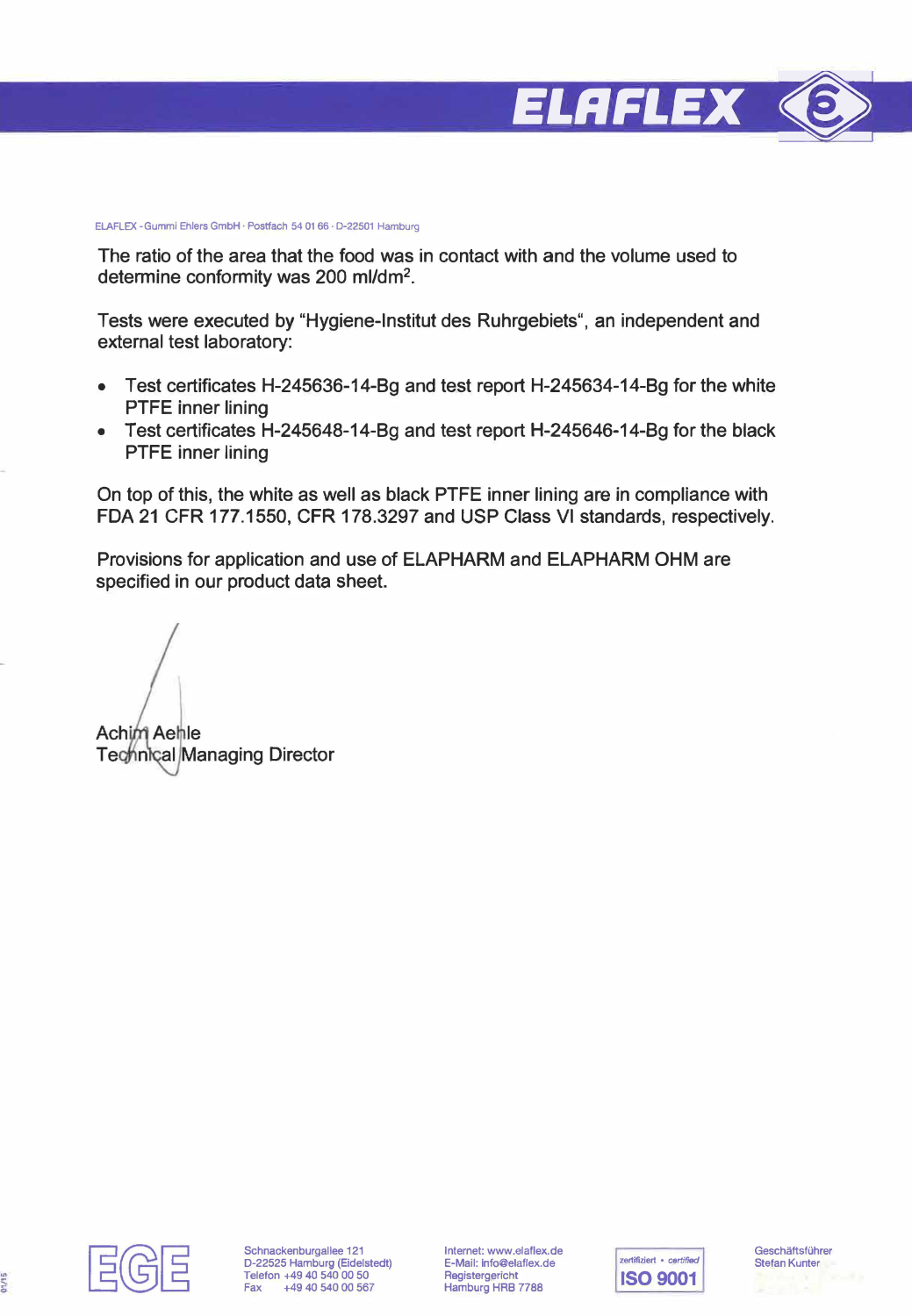ELAFLEX - Gummi Ehlers GmbH · Postfach 54 01 66 · D-22501 Hamburg

The ratio of the area that the food was in contact with and the volume used to determine conformity was 200 ml/dm$^2$.

Tests were executed by "Hygiene-Institut des Ruhrgebiets", an independent and external test laboratory:

- Test certificates H-245636-14-Bg and test report H-245634-14-Bg for the white PTFE inner lining
- Test certificates H-245648-14-Bg and test report H-245646-14-Bg for the black PTFE inner lining

On top of this, the white as well as black PTFE inner lining are in compliance with FDA 21 CFR 177.1550, CFR 178.3297 and USP Class VI standards, respectively.

Provisions for application and use of ELAPHARM and ELAPHARM OHM are specified in our product data sheet.

Achim Aehle
Technical Managing Director

Schnackenburgallee 121
D-22525 Hamburg (Eidelstedt)
Telefon +49 40 540 00 50
Fax +49 40 540 00 567

Internet: www.elaflex.de
E-Mail: info@elaflex.de
Registergericht
Hamburg HRB 7788

zertifiziert · certified
ISO 9001

Geschäftsführer
Stefan Kunter